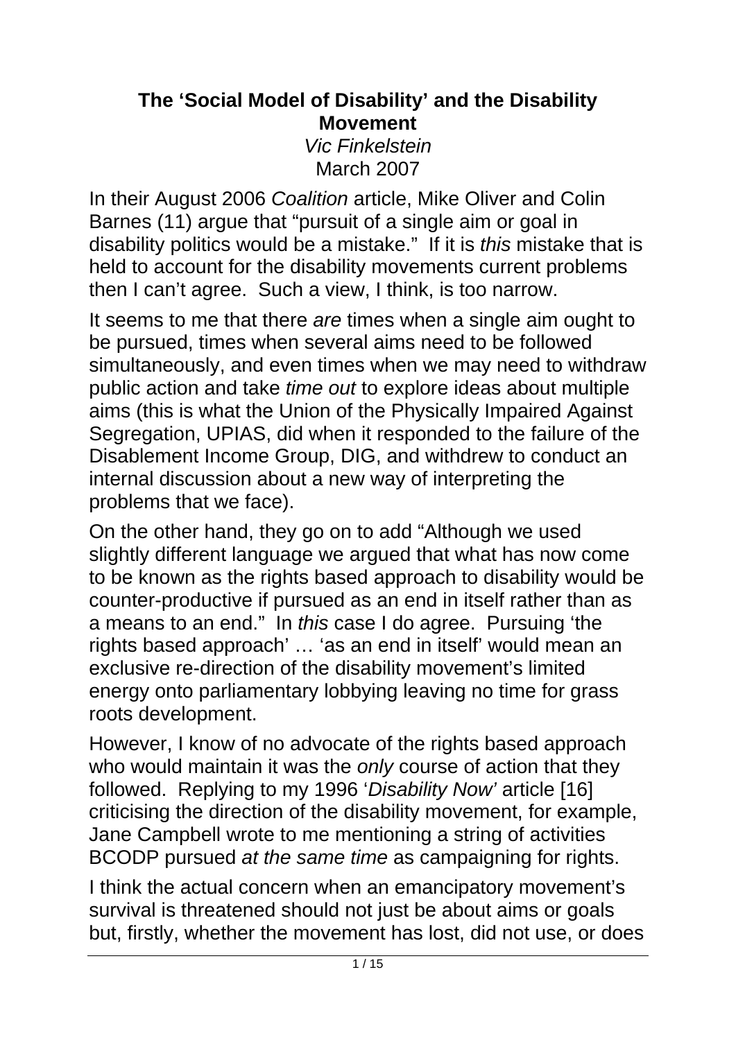# The 'Social Model of Disability' and the Disability Movement

*Vic Finkelstein*

March 2007

In their August 2006 *Coalition* article, Mike Oliver and Colin Barnes (11) argue that "pursuit of a single aim or goal in disability politics would be a mistake." If it is *this* mistake that is held to account for the disability movements current problems then I can't agree. Such a view, I think, is too narrow.

It seems to me that there *are* times when a single aim ought to be pursued, times when several aims need to be followed simultaneously, and even times when we may need to withdraw public action and take *time out* to explore ideas about multiple aims (this is what the Union of the Physically Impaired Against Segregation, UPIAS, did when it responded to the failure of the Disablement Income Group, DIG, and withdrew to conduct an internal discussion about a new way of interpreting the problems that we face).

On the other hand, they go on to add "Although we used slightly different language we argued that what has now come to be known as the rights based approach to disability would be counter-productive if pursued as an end in itself rather than as a means to an end." In *this* case I do agree. Pursuing 'the rights based approach' … 'as an end in itself' would mean an exclusive re-direction of the disability movement's limited energy onto parliamentary lobbying leaving no time for grass roots development.

However, I know of no advocate of the rights based approach who would maintain it was the *only* course of action that they followed. Replying to my 1996 '*Disability Now'* article [16] criticising the direction of the disability movement, for example, Jane Campbell wrote to me mentioning a string of activities BCODP pursued *at the same time* as campaigning for rights.

I think the actual concern when an emancipatory movement's survival is threatened should not just be about aims or goals but, firstly, whether the movement has lost, did not use, or does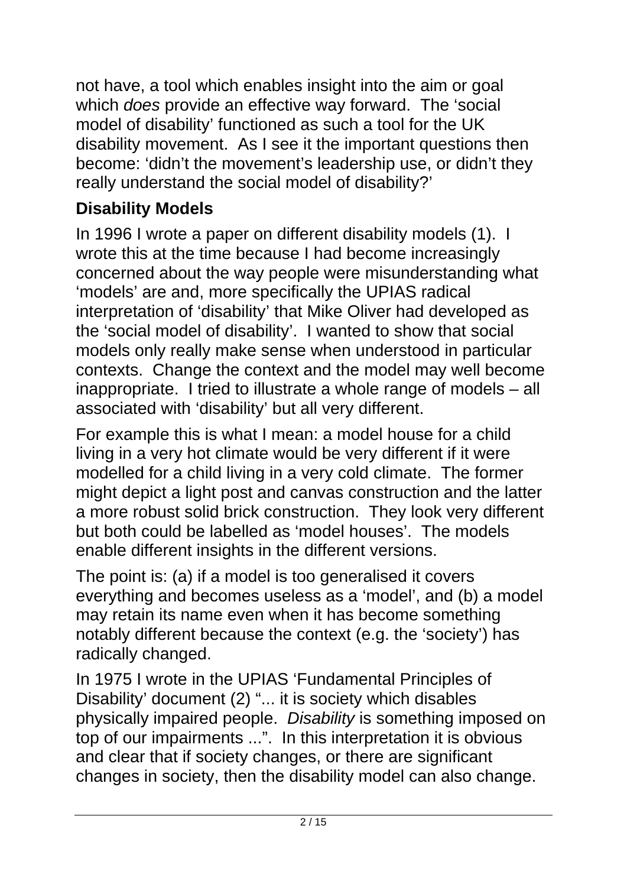not have, a tool which enables insight into the aim or goal which *does* provide an effective way forward.  The 'social model of disability' functioned as such a tool for the UK disability movement.  As I see it the important questions then become: 'didn't the movement's leadership use, or didn't they really understand the social model of disability?'

## Disability Models

In 1996 I wrote a paper on different disability models (1).  I wrote this at the time because I had become increasingly concerned about the way people were misunderstanding what 'models' are and, more specifically the UPIAS radical interpretation of 'disability' that Mike Oliver had developed as the 'social model of disability'.  I wanted to show that social models only really make sense when understood in particular contexts.  Change the context and the model may well become inappropriate.  I tried to illustrate a whole range of models – all associated with 'disability' but all very different.

For example this is what I mean: a model house for a child living in a very hot climate would be very different if it were modelled for a child living in a very cold climate.  The former might depict a light post and canvas construction and the latter a more robust solid brick construction.  They look very different but both could be labelled as 'model houses'.  The models enable different insights in the different versions.

The point is: (a) if a model is too generalised it covers everything and becomes useless as a 'model', and (b) a model may retain its name even when it has become something notably different because the context (e.g. the 'society') has radically changed.

In 1975 I wrote in the UPIAS 'Fundamental Principles of Disability' document (2) "... it is society which disables physically impaired people.  *Disability* is something imposed on top of our impairments ...".  In this interpretation it is obvious and clear that if society changes, or there are significant changes in society, then the disability model can also change.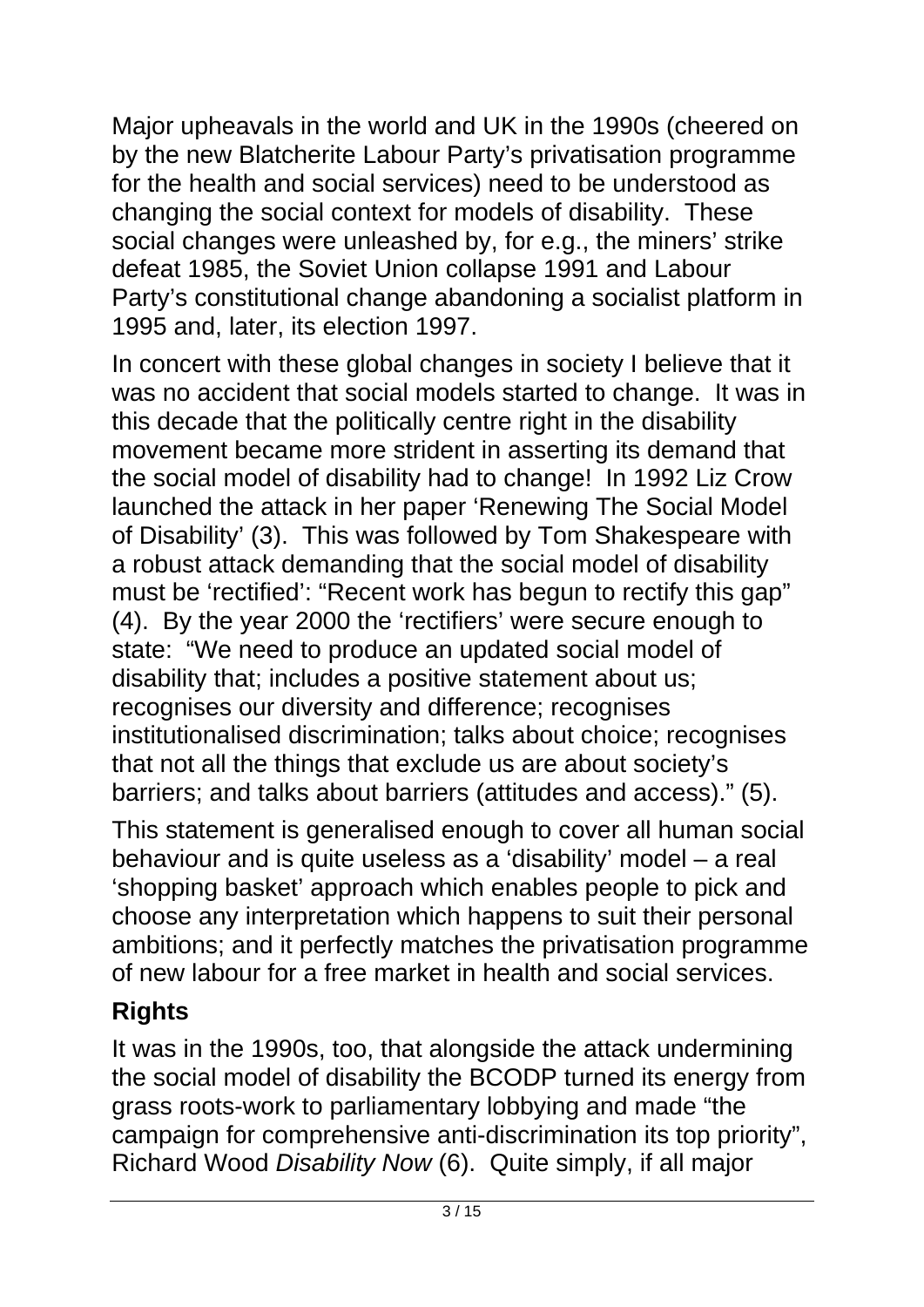Major upheavals in the world and UK in the 1990s (cheered on by the new Blatcherite Labour Party's privatisation programme for the health and social services) need to be understood as changing the social context for models of disability. These social changes were unleashed by, for e.g., the miners' strike defeat 1985, the Soviet Union collapse 1991 and Labour Party's constitutional change abandoning a socialist platform in 1995 and, later, its election 1997.

In concert with these global changes in society I believe that it was no accident that social models started to change. It was in this decade that the politically centre right in the disability movement became more strident in asserting its demand that the social model of disability had to change! In 1992 Liz Crow launched the attack in her paper 'Renewing The Social Model of Disability' (3). This was followed by Tom Shakespeare with a robust attack demanding that the social model of disability must be 'rectified': "Recent work has begun to rectify this gap" (4). By the year 2000 the 'rectifiers' were secure enough to state: "We need to produce an updated social model of disability that; includes a positive statement about us; recognises our diversity and difference; recognises institutionalised discrimination; talks about choice; recognises that not all the things that exclude us are about society's barriers; and talks about barriers (attitudes and access)." (5).

This statement is generalised enough to cover all human social behaviour and is quite useless as a 'disability' model – a real 'shopping basket' approach which enables people to pick and choose any interpretation which happens to suit their personal ambitions; and it perfectly matches the privatisation programme of new labour for a free market in health and social services.

## Rights

It was in the 1990s, too, that alongside the attack undermining the social model of disability the BCODP turned its energy from grass roots-work to parliamentary lobbying and made "the campaign for comprehensive anti-discrimination its top priority", Richard Wood *Disability Now* (6). Quite simply, if all major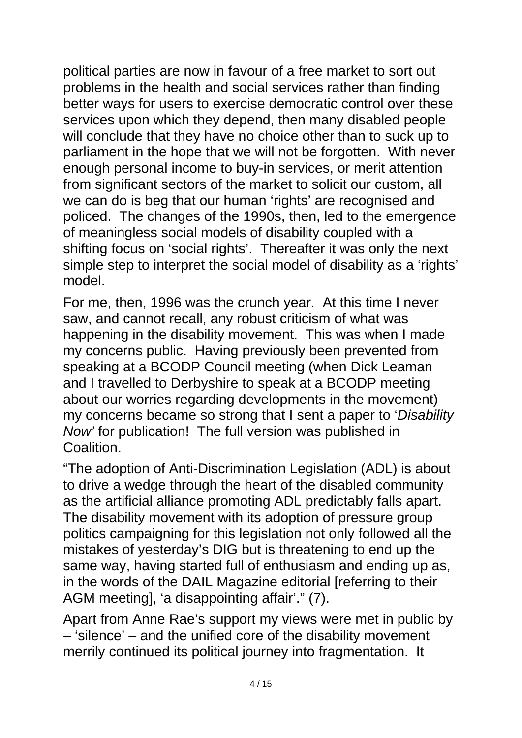political parties are now in favour of a free market to sort out problems in the health and social services rather than finding better ways for users to exercise democratic control over these services upon which they depend, then many disabled people will conclude that they have no choice other than to suck up to parliament in the hope that we will not be forgotten. With never enough personal income to buy-in services, or merit attention from significant sectors of the market to solicit our custom, all we can do is beg that our human 'rights' are recognised and policed. The changes of the 1990s, then, led to the emergence of meaningless social models of disability coupled with a shifting focus on 'social rights'. Thereafter it was only the next simple step to interpret the social model of disability as a 'rights' model.

For me, then, 1996 was the crunch year. At this time I never saw, and cannot recall, any robust criticism of what was happening in the disability movement. This was when I made my concerns public. Having previously been prevented from speaking at a BCODP Council meeting (when Dick Leaman and I travelled to Derbyshire to speak at a BCODP meeting about our worries regarding developments in the movement) my concerns became so strong that I sent a paper to '*Disability Now'* for publication! The full version was published in Coalition.

"The adoption of Anti-Discrimination Legislation (ADL) is about to drive a wedge through the heart of the disabled community as the artificial alliance promoting ADL predictably falls apart. The disability movement with its adoption of pressure group politics campaigning for this legislation not only followed all the mistakes of yesterday's DIG but is threatening to end up the same way, having started full of enthusiasm and ending up as, in the words of the DAIL Magazine editorial [referring to their AGM meeting], 'a disappointing affair'." (7).

Apart from Anne Rae's support my views were met in public by – 'silence' – and the unified core of the disability movement merrily continued its political journey into fragmentation. It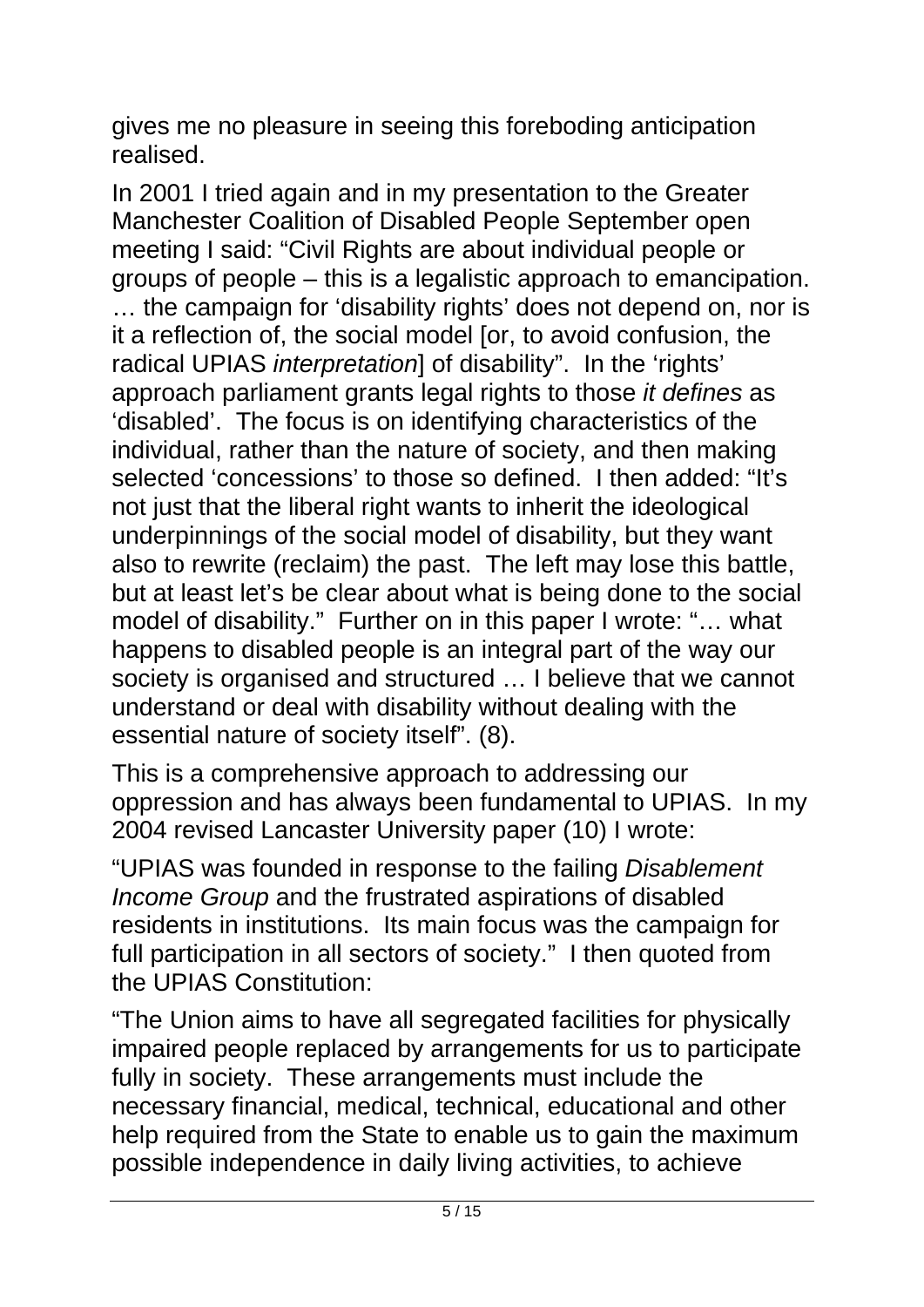gives me no pleasure in seeing this foreboding anticipation realised.

In 2001 I tried again and in my presentation to the Greater Manchester Coalition of Disabled People September open meeting I said: "Civil Rights are about individual people or groups of people – this is a legalistic approach to emancipation. … the campaign for 'disability rights' does not depend on, nor is it a reflection of, the social model [or, to avoid confusion, the radical UPIAS *interpretation*] of disability". In the 'rights' approach parliament grants legal rights to those *it defines* as 'disabled'. The focus is on identifying characteristics of the individual, rather than the nature of society, and then making selected 'concessions' to those so defined. I then added: "It's not just that the liberal right wants to inherit the ideological underpinnings of the social model of disability, but they want also to rewrite (reclaim) the past. The left may lose this battle, but at least let's be clear about what is being done to the social model of disability." Further on in this paper I wrote: "… what happens to disabled people is an integral part of the way our society is organised and structured … I believe that we cannot understand or deal with disability without dealing with the essential nature of society itself". (8).

This is a comprehensive approach to addressing our oppression and has always been fundamental to UPIAS. In my 2004 revised Lancaster University paper (10) I wrote:

"UPIAS was founded in response to the failing *Disablement Income Group* and the frustrated aspirations of disabled residents in institutions. Its main focus was the campaign for full participation in all sectors of society." I then quoted from the UPIAS Constitution:

"The Union aims to have all segregated facilities for physically impaired people replaced by arrangements for us to participate fully in society. These arrangements must include the necessary financial, medical, technical, educational and other help required from the State to enable us to gain the maximum possible independence in daily living activities, to achieve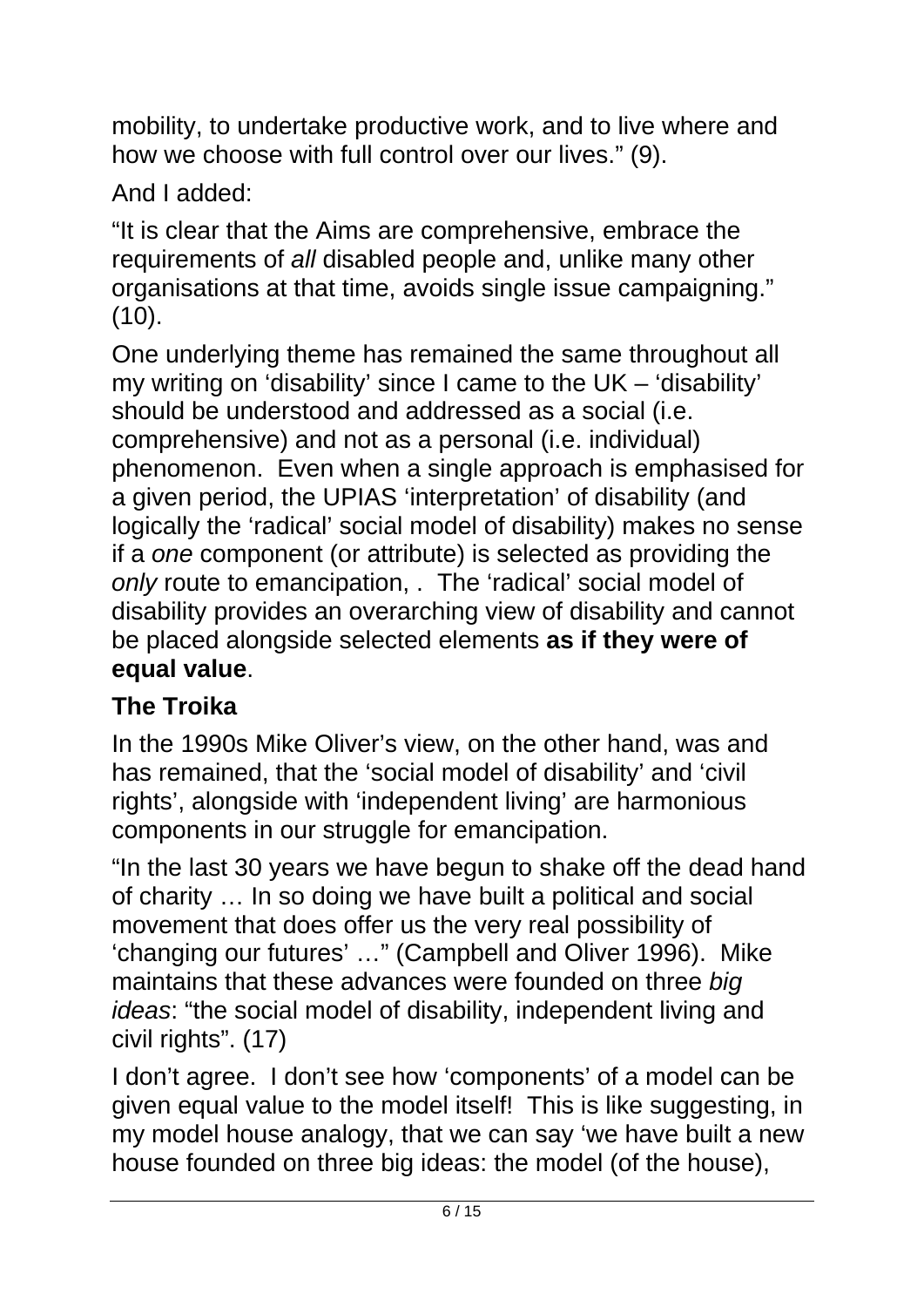mobility, to undertake productive work, and to live where and how we choose with full control over our lives." (9).

And I added:

"It is clear that the Aims are comprehensive, embrace the requirements of *all* disabled people and, unlike many other organisations at that time, avoids single issue campaigning." (10).

One underlying theme has remained the same throughout all my writing on 'disability' since I came to the UK – 'disability' should be understood and addressed as a social (i.e. comprehensive) and not as a personal (i.e. individual) phenomenon. Even when a single approach is emphasised for a given period, the UPIAS 'interpretation' of disability (and logically the 'radical' social model of disability) makes no sense if a *one* component (or attribute) is selected as providing the *only* route to emancipation, . The 'radical' social model of disability provides an overarching view of disability and cannot be placed alongside selected elements **as if they were of equal value**.

## The Troika

In the 1990s Mike Oliver's view, on the other hand, was and has remained, that the 'social model of disability' and 'civil rights', alongside with 'independent living' are harmonious components in our struggle for emancipation.

"In the last 30 years we have begun to shake off the dead hand of charity … In so doing we have built a political and social movement that does offer us the very real possibility of 'changing our futures' …" (Campbell and Oliver 1996). Mike maintains that these advances were founded on three *big ideas*: "the social model of disability, independent living and civil rights". (17)

I don't agree. I don't see how 'components' of a model can be given equal value to the model itself! This is like suggesting, in my model house analogy, that we can say 'we have built a new house founded on three big ideas: the model (of the house),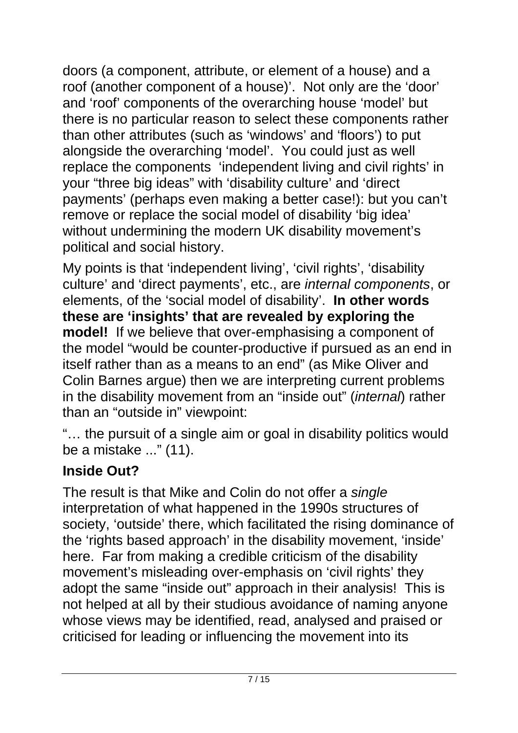doors (a component, attribute, or element of a house) and a roof (another component of a house)'. Not only are the 'door' and 'roof' components of the overarching house 'model' but there is no particular reason to select these components rather than other attributes (such as 'windows' and 'floors') to put alongside the overarching 'model'. You could just as well replace the components 'independent living and civil rights' in your "three big ideas" with 'disability culture' and 'direct payments' (perhaps even making a better case!): but you can't remove or replace the social model of disability 'big idea' without undermining the modern UK disability movement's political and social history.

My points is that 'independent living', 'civil rights', 'disability culture' and 'direct payments', etc., are *internal components*, or elements, of the 'social model of disability'. **In other words these are 'insights' that are revealed by exploring the model!** If we believe that over-emphasising a component of the model "would be counter-productive if pursued as an end in itself rather than as a means to an end" (as Mike Oliver and Colin Barnes argue) then we are interpreting current problems in the disability movement from an "inside out" (*internal*) rather than an "outside in" viewpoint:

"… the pursuit of a single aim or goal in disability politics would be a mistake ..." (11).

## Inside Out?

The result is that Mike and Colin do not offer a *single* interpretation of what happened in the 1990s structures of society, 'outside' there, which facilitated the rising dominance of the 'rights based approach' in the disability movement, 'inside' here. Far from making a credible criticism of the disability movement's misleading over-emphasis on 'civil rights' they adopt the same "inside out" approach in their analysis! This is not helped at all by their studious avoidance of naming anyone whose views may be identified, read, analysed and praised or criticised for leading or influencing the movement into its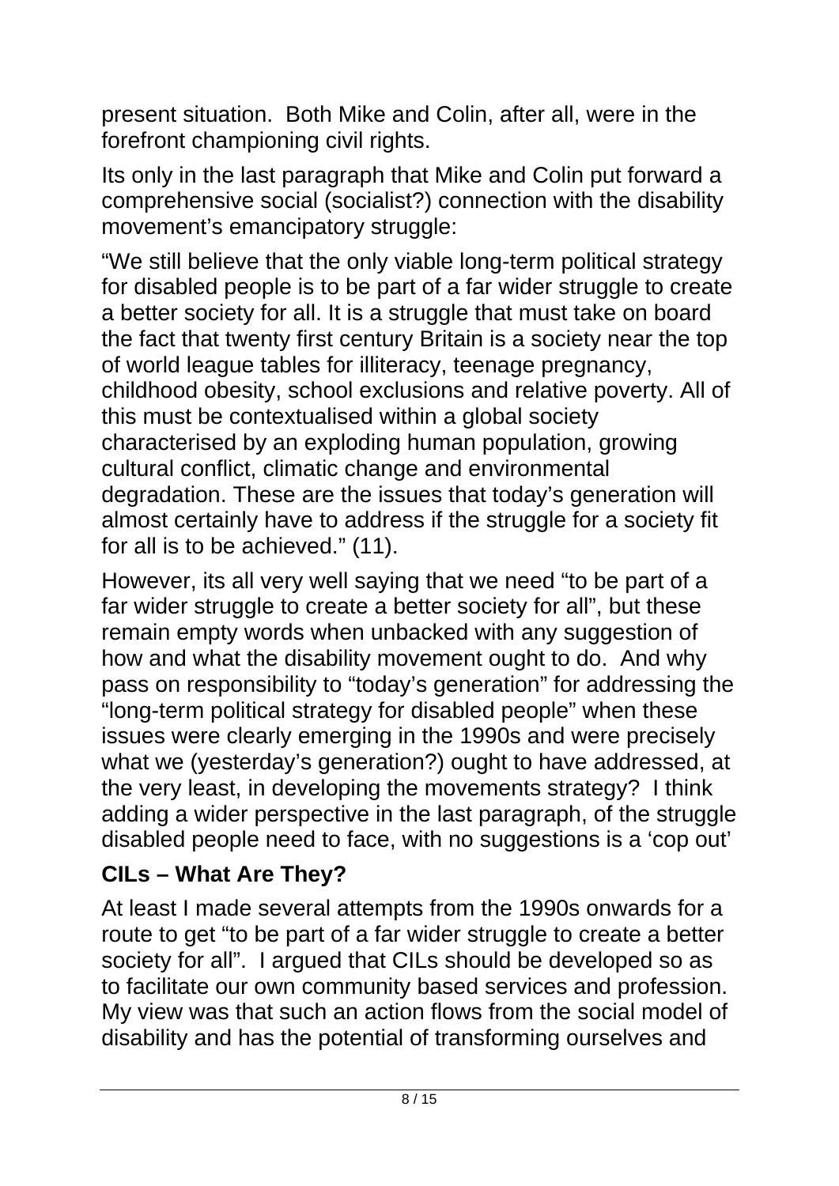present situation.  Both Mike and Colin, after all, were in the forefront championing civil rights.

Its only in the last paragraph that Mike and Colin put forward a comprehensive social (socialist?) connection with the disability movement's emancipatory struggle:

"We still believe that the only viable long-term political strategy for disabled people is to be part of a far wider struggle to create a better society for all. It is a struggle that must take on board the fact that twenty first century Britain is a society near the top of world league tables for illiteracy, teenage pregnancy, childhood obesity, school exclusions and relative poverty. All of this must be contextualised within a global society characterised by an exploding human population, growing cultural conflict, climatic change and environmental degradation. These are the issues that today's generation will almost certainly have to address if the struggle for a society fit for all is to be achieved." (11).

However, its all very well saying that we need "to be part of a far wider struggle to create a better society for all", but these remain empty words when unbacked with any suggestion of how and what the disability movement ought to do.  And why pass on responsibility to "today's generation" for addressing the "long-term political strategy for disabled people" when these issues were clearly emerging in the 1990s and were precisely what we (yesterday's generation?) ought to have addressed, at the very least, in developing the movements strategy?  I think adding a wider perspective in the last paragraph, of the struggle disabled people need to face, with no suggestions is a 'cop out'

## CILs – What Are They?

At least I made several attempts from the 1990s onwards for a route to get "to be part of a far wider struggle to create a better society for all".  I argued that CILs should be developed so as to facilitate our own community based services and profession. My view was that such an action flows from the social model of disability and has the potential of transforming ourselves and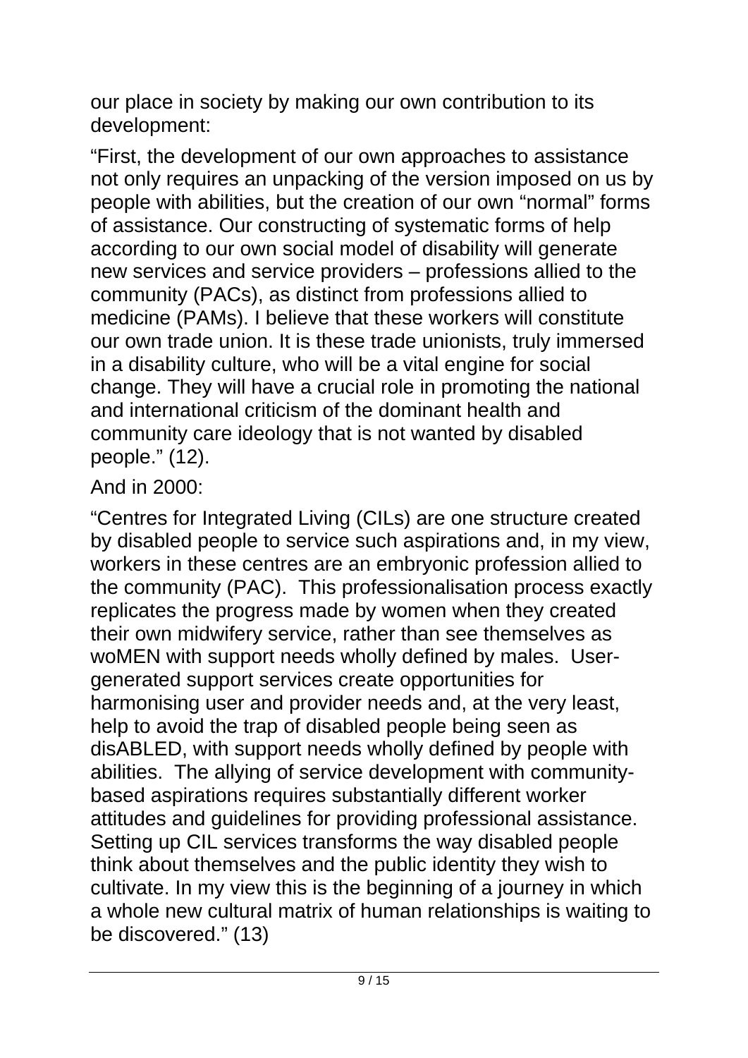our place in society by making our own contribution to its development:

"First, the development of our own approaches to assistance not only requires an unpacking of the version imposed on us by people with abilities, but the creation of our own "normal" forms of assistance. Our constructing of systematic forms of help according to our own social model of disability will generate new services and service providers – professions allied to the community (PACs), as distinct from professions allied to medicine (PAMs). I believe that these workers will constitute our own trade union. It is these trade unionists, truly immersed in a disability culture, who will be a vital engine for social change. They will have a crucial role in promoting the national and international criticism of the dominant health and community care ideology that is not wanted by disabled people." (12).

And in 2000:

"Centres for Integrated Living (CILs) are one structure created by disabled people to service such aspirations and, in my view, workers in these centres are an embryonic profession allied to the community (PAC). This professionalisation process exactly replicates the progress made by women when they created their own midwifery service, rather than see themselves as woMEN with support needs wholly defined by males. User-generated support services create opportunities for harmonising user and provider needs and, at the very least, help to avoid the trap of disabled people being seen as disABLED, with support needs wholly defined by people with abilities. The allying of service development with community-based aspirations requires substantially different worker attitudes and guidelines for providing professional assistance. Setting up CIL services transforms the way disabled people think about themselves and the public identity they wish to cultivate. In my view this is the beginning of a journey in which a whole new cultural matrix of human relationships is waiting to be discovered." (13)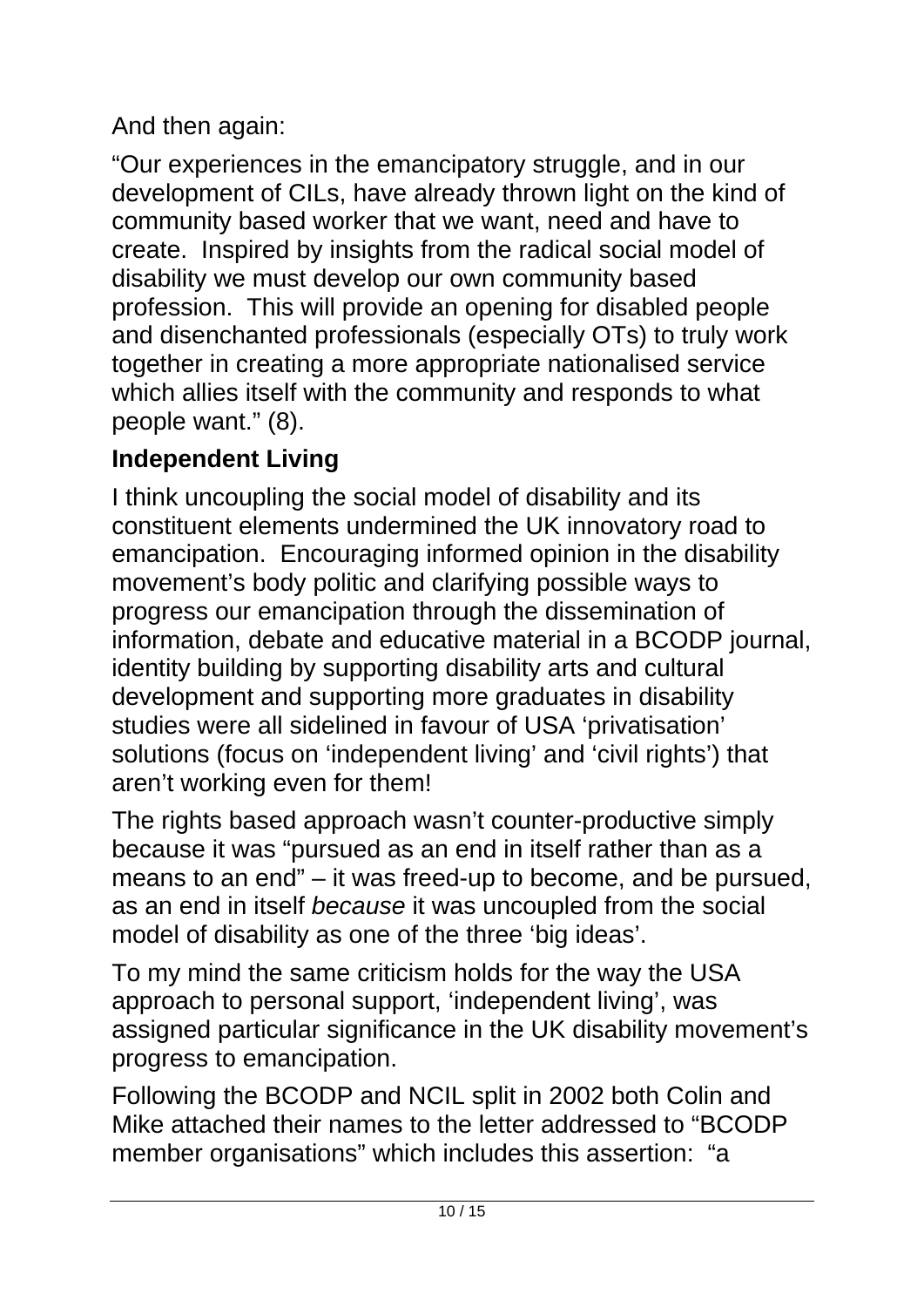And then again:

"Our experiences in the emancipatory struggle, and in our development of CILs, have already thrown light on the kind of community based worker that we want, need and have to create. Inspired by insights from the radical social model of disability we must develop our own community based profession. This will provide an opening for disabled people and disenchanted professionals (especially OTs) to truly work together in creating a more appropriate nationalised service which allies itself with the community and responds to what people want." (8).

**Independent Living**

I think uncoupling the social model of disability and its constituent elements undermined the UK innovatory road to emancipation. Encouraging informed opinion in the disability movement's body politic and clarifying possible ways to progress our emancipation through the dissemination of information, debate and educative material in a BCODP journal, identity building by supporting disability arts and cultural development and supporting more graduates in disability studies were all sidelined in favour of USA 'privatisation' solutions (focus on 'independent living' and 'civil rights') that aren't working even for them!

The rights based approach wasn't counter-productive simply because it was "pursued as an end in itself rather than as a means to an end" – it was freed-up to become, and be pursued, as an end in itself *because* it was uncoupled from the social model of disability as one of the three 'big ideas'.

To my mind the same criticism holds for the way the USA approach to personal support, 'independent living', was assigned particular significance in the UK disability movement's progress to emancipation.

Following the BCODP and NCIL split in 2002 both Colin and Mike attached their names to the letter addressed to "BCODP member organisations" which includes this assertion: "a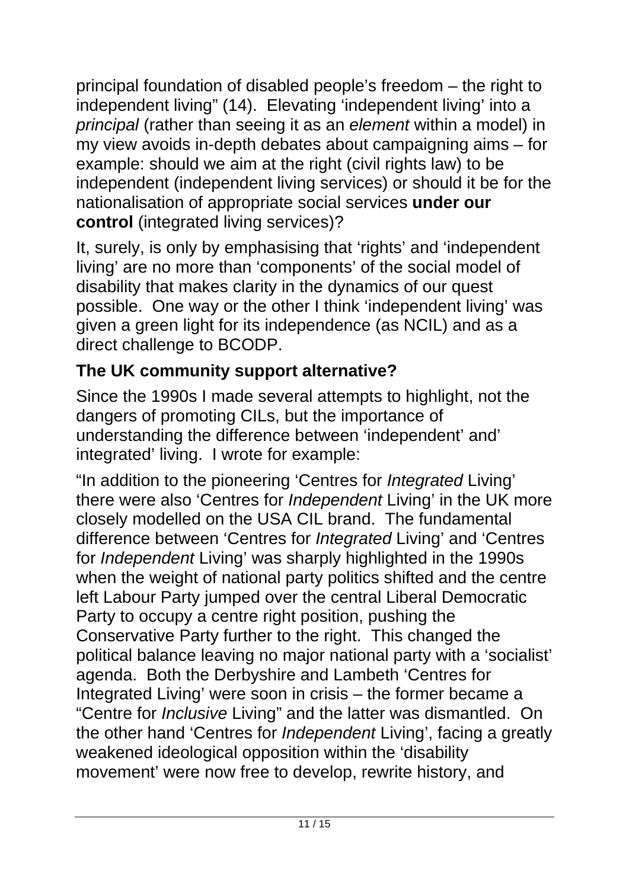principal foundation of disabled people's freedom – the right to independent living" (14). Elevating 'independent living' into a *principal* (rather than seeing it as an *element* within a model) in my view avoids in-depth debates about campaigning aims – for example: should we aim at the right (civil rights law) to be independent (independent living services) or should it be for the nationalisation of appropriate social services **under our control** (integrated living services)?

It, surely, is only by emphasising that 'rights' and 'independent living' are no more than 'components' of the social model of disability that makes clarity in the dynamics of our quest possible. One way or the other I think 'independent living' was given a green light for its independence (as NCIL) and as a direct challenge to BCODP.

### The UK community support alternative?

Since the 1990s I made several attempts to highlight, not the dangers of promoting CILs, but the importance of understanding the difference between 'independent' and' integrated' living. I wrote for example:

"In addition to the pioneering 'Centres for *Integrated* Living' there were also 'Centres for *Independent* Living' in the UK more closely modelled on the USA CIL brand. The fundamental difference between 'Centres for *Integrated* Living' and 'Centres for *Independent* Living' was sharply highlighted in the 1990s when the weight of national party politics shifted and the centre left Labour Party jumped over the central Liberal Democratic Party to occupy a centre right position, pushing the Conservative Party further to the right. This changed the political balance leaving no major national party with a 'socialist' agenda. Both the Derbyshire and Lambeth 'Centres for Integrated Living' were soon in crisis – the former became a "Centre for *Inclusive* Living" and the latter was dismantled. On the other hand 'Centres for *Independent* Living', facing a greatly weakened ideological opposition within the 'disability movement' were now free to develop, rewrite history, and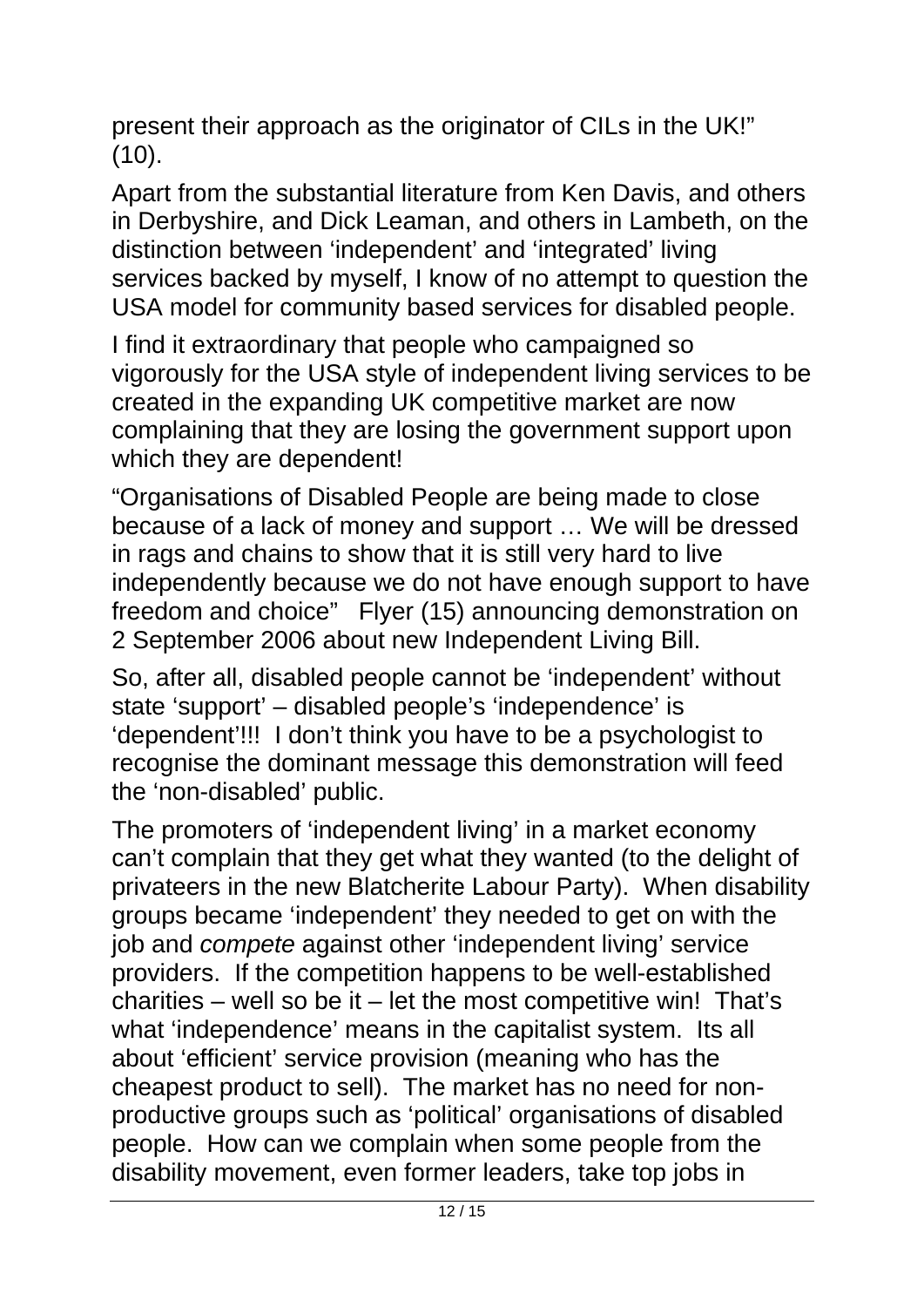present their approach as the originator of CILs in the UK!" (10).

Apart from the substantial literature from Ken Davis, and others in Derbyshire, and Dick Leaman, and others in Lambeth, on the distinction between 'independent' and 'integrated' living services backed by myself, I know of no attempt to question the USA model for community based services for disabled people.

I find it extraordinary that people who campaigned so vigorously for the USA style of independent living services to be created in the expanding UK competitive market are now complaining that they are losing the government support upon which they are dependent!

"Organisations of Disabled People are being made to close because of a lack of money and support … We will be dressed in rags and chains to show that it is still very hard to live independently because we do not have enough support to have freedom and choice"   Flyer (15) announcing demonstration on 2 September 2006 about new Independent Living Bill.

So, after all, disabled people cannot be 'independent' without state 'support' – disabled people's 'independence' is 'dependent'!!!  I don't think you have to be a psychologist to recognise the dominant message this demonstration will feed the 'non-disabled' public.

The promoters of 'independent living' in a market economy can't complain that they get what they wanted (to the delight of privateers in the new Blatcherite Labour Party).  When disability groups became 'independent' they needed to get on with the job and *compete* against other 'independent living' service providers.  If the competition happens to be well-established charities – well so be it – let the most competitive win!  That's what 'independence' means in the capitalist system.  Its all about 'efficient' service provision (meaning who has the cheapest product to sell).  The market has no need for non-productive groups such as 'political' organisations of disabled people.  How can we complain when some people from the disability movement, even former leaders, take top jobs in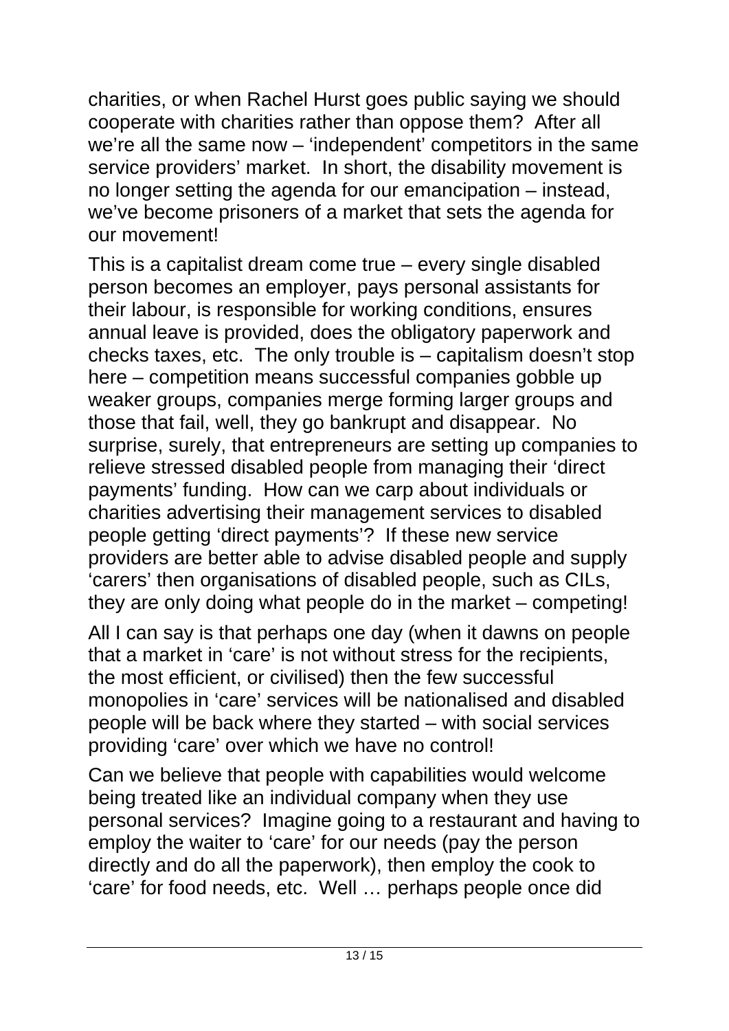charities, or when Rachel Hurst goes public saying we should cooperate with charities rather than oppose them? After all we're all the same now – 'independent' competitors in the same service providers' market. In short, the disability movement is no longer setting the agenda for our emancipation – instead, we've become prisoners of a market that sets the agenda for our movement!

This is a capitalist dream come true – every single disabled person becomes an employer, pays personal assistants for their labour, is responsible for working conditions, ensures annual leave is provided, does the obligatory paperwork and checks taxes, etc. The only trouble is – capitalism doesn't stop here – competition means successful companies gobble up weaker groups, companies merge forming larger groups and those that fail, well, they go bankrupt and disappear. No surprise, surely, that entrepreneurs are setting up companies to relieve stressed disabled people from managing their 'direct payments' funding. How can we carp about individuals or charities advertising their management services to disabled people getting 'direct payments'? If these new service providers are better able to advise disabled people and supply 'carers' then organisations of disabled people, such as CILs, they are only doing what people do in the market – competing!

All I can say is that perhaps one day (when it dawns on people that a market in 'care' is not without stress for the recipients, the most efficient, or civilised) then the few successful monopolies in 'care' services will be nationalised and disabled people will be back where they started – with social services providing 'care' over which we have no control!

Can we believe that people with capabilities would welcome being treated like an individual company when they use personal services? Imagine going to a restaurant and having to employ the waiter to 'care' for our needs (pay the person directly and do all the paperwork), then employ the cook to 'care' for food needs, etc. Well … perhaps people once did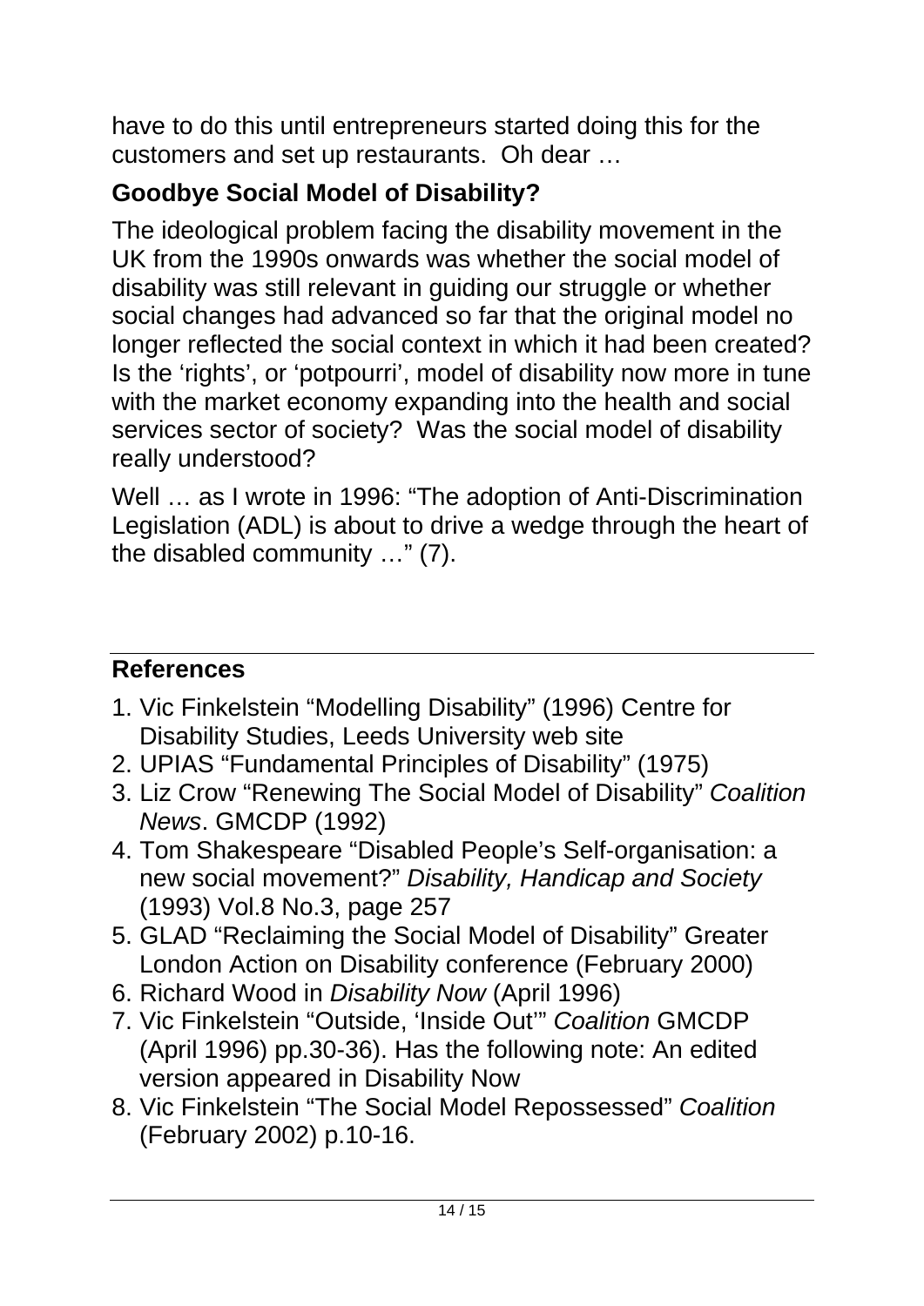have to do this until entrepreneurs started doing this for the customers and set up restaurants. Oh dear …

## Goodbye Social Model of Disability?

The ideological problem facing the disability movement in the UK from the 1990s onwards was whether the social model of disability was still relevant in guiding our struggle or whether social changes had advanced so far that the original model no longer reflected the social context in which it had been created? Is the 'rights', or 'potpourri', model of disability now more in tune with the market economy expanding into the health and social services sector of society? Was the social model of disability really understood?

Well … as I wrote in 1996: "The adoption of Anti-Discrimination Legislation (ADL) is about to drive a wedge through the heart of the disabled community …" (7).

---

## References

1. Vic Finkelstein "Modelling Disability" (1996) Centre for Disability Studies, Leeds University web site
2. UPIAS "Fundamental Principles of Disability" (1975)
3. Liz Crow "Renewing The Social Model of Disability" *Coalition News*. GMCDP (1992)
4. Tom Shakespeare "Disabled People's Self-organisation: a new social movement?" *Disability, Handicap and Society* (1993) Vol.8 No.3, page 257
5. GLAD "Reclaiming the Social Model of Disability" Greater London Action on Disability conference (February 2000)
6. Richard Wood in *Disability Now* (April 1996)
7. Vic Finkelstein "Outside, 'Inside Out'" *Coalition* GMCDP (April 1996) pp.30-36). Has the following note: An edited version appeared in Disability Now
8. Vic Finkelstein "The Social Model Repossessed" *Coalition* (February 2002) p.10-16.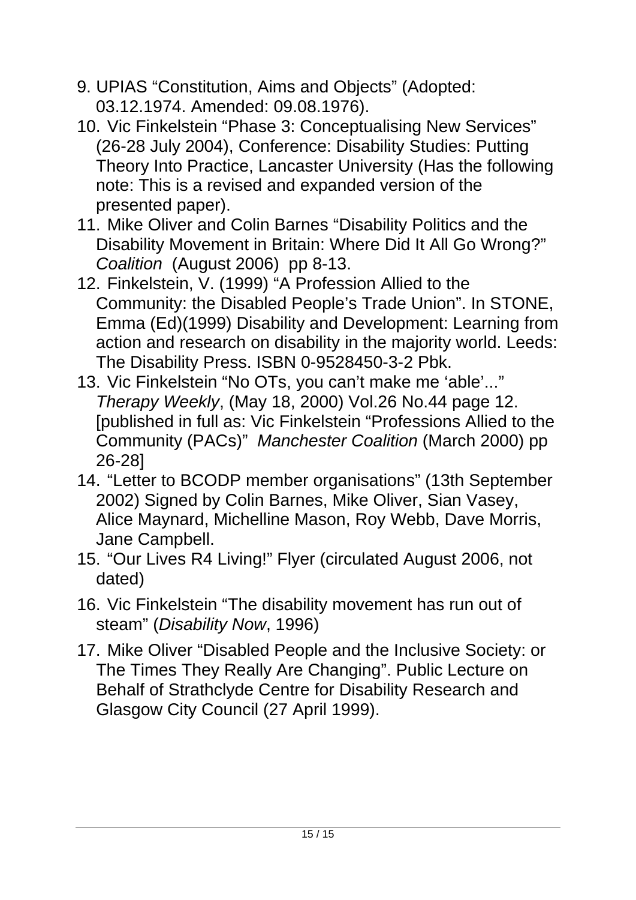9. UPIAS “Constitution, Aims and Objects” (Adopted: 03.12.1974. Amended: 09.08.1976).
10. Vic Finkelstein “Phase 3: Conceptualising New Services” (26-28 July 2004), Conference: Disability Studies: Putting Theory Into Practice, Lancaster University (Has the following note: This is a revised and expanded version of the presented paper).
11. Mike Oliver and Colin Barnes “Disability Politics and the Disability Movement in Britain: Where Did It All Go Wrong?” *Coalition* (August 2006) pp 8-13.
12. Finkelstein, V. (1999) “A Profession Allied to the Community: the Disabled People’s Trade Union”. In STONE, Emma (Ed)(1999) Disability and Development: Learning from action and research on disability in the majority world. Leeds: The Disability Press. ISBN 0-9528450-3-2 Pbk.
13. Vic Finkelstein “No OTs, you can’t make me ‘able’...” *Therapy Weekly*, (May 18, 2000) Vol.26 No.44 page 12. [published in full as: Vic Finkelstein “Professions Allied to the Community (PACs)” *Manchester Coalition* (March 2000) pp 26-28]
14. “Letter to BCODP member organisations” (13th September 2002) Signed by Colin Barnes, Mike Oliver, Sian Vasey, Alice Maynard, Michelline Mason, Roy Webb, Dave Morris, Jane Campbell.
15. “Our Lives R4 Living!” Flyer (circulated August 2006, not dated)
16. Vic Finkelstein “The disability movement has run out of steam” (*Disability Now*, 1996)
17. Mike Oliver “Disabled People and the Inclusive Society: or The Times They Really Are Changing”. Public Lecture on Behalf of Strathclyde Centre for Disability Research and Glasgow City Council (27 April 1999).